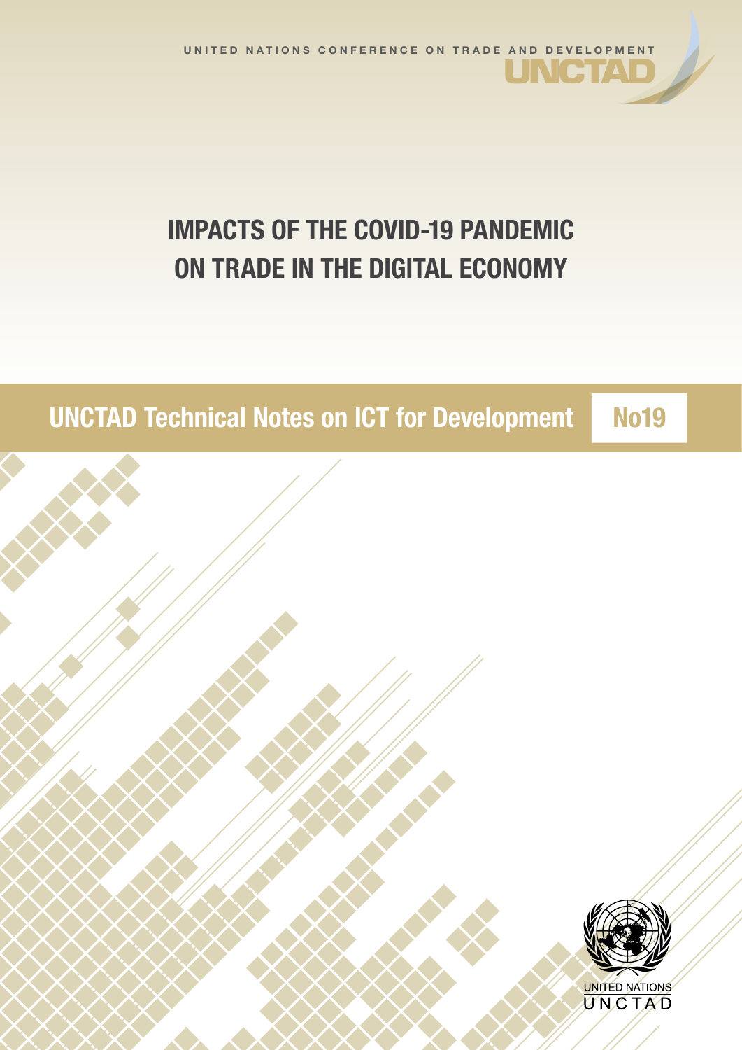UNITED NATIONS CONFERENCE ON TRADE AND DEVELOPMENT

UNCTAD

# IMPACTS OF THE COVID-19 PANDEMIC ON TRADE IN THE DIGITAL ECONOMY

## UNCTAD Technical Notes on ICT for Development No19

UNITED NATIONS

UNCTAD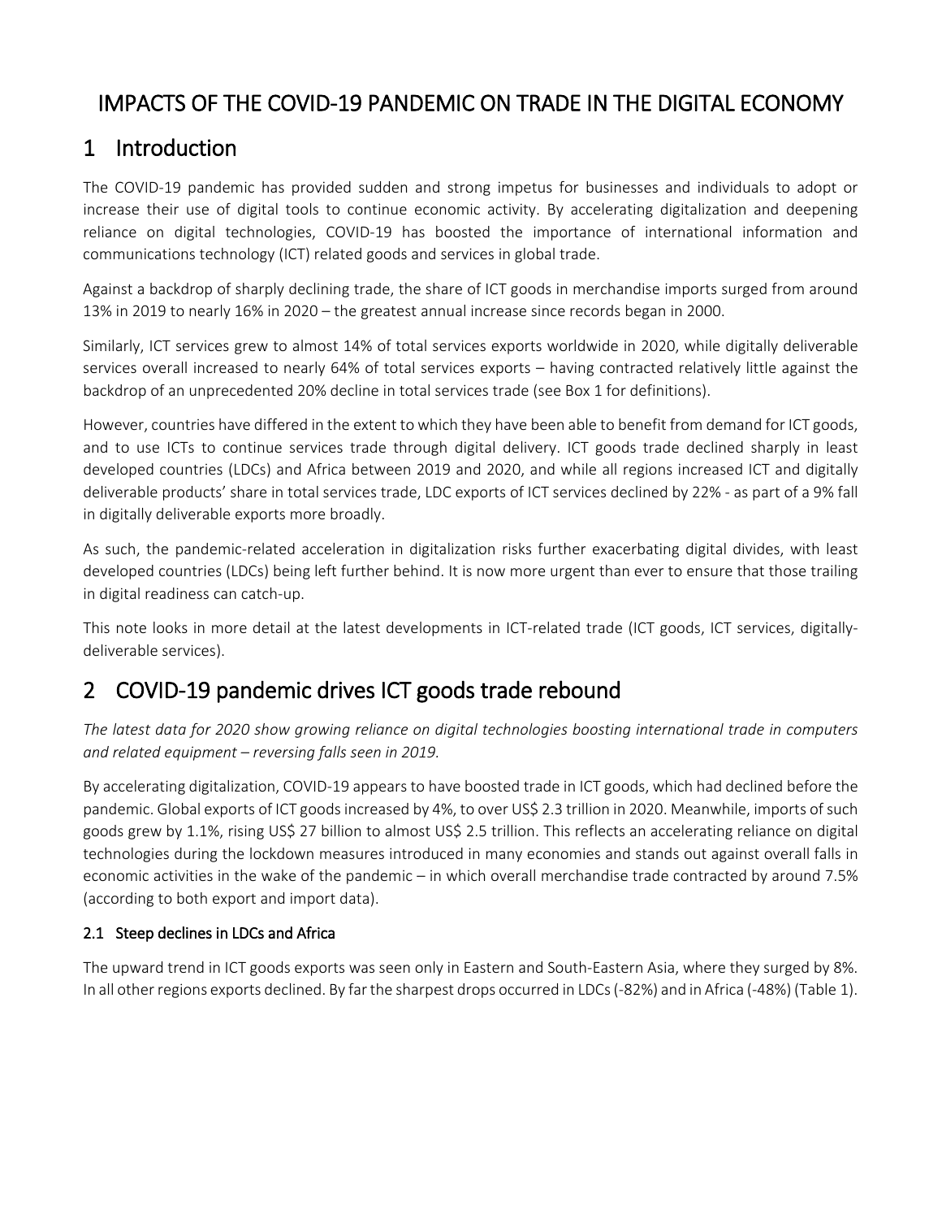# IMPACTS OF THE COVID-19 PANDEMIC ON TRADE IN THE DIGITAL ECONOMY

## 1 Introduction

The COVID-19 pandemic has provided sudden and strong impetus for businesses and individuals to adopt or increase their use of digital tools to continue economic activity. By accelerating digitalization and deepening reliance on digital technologies, COVID-19 has boosted the importance of international information and communications technology (ICT) related goods and services in global trade.

Against a backdrop of sharply declining trade, the share of ICT goods in merchandise imports surged from around 13% in 2019 to nearly 16% in 2020 – the greatest annual increase since records began in 2000.

Similarly, ICT services grew to almost 14% of total services exports worldwide in 2020, while digitally deliverable services overall increased to nearly 64% of total services exports – having contracted relatively little against the backdrop of an unprecedented 20% decline in total services trade (see Box 1 for definitions).

However, countries have differed in the extent to which they have been able to benefit from demand for ICT goods, and to use ICTs to continue services trade through digital delivery. ICT goods trade declined sharply in least developed countries (LDCs) and Africa between 2019 and 2020, and while all regions increased ICT and digitally deliverable products' share in total services trade, LDC exports of ICT services declined by 22% - as part of a 9% fall in digitally deliverable exports more broadly.

As such, the pandemic-related acceleration in digitalization risks further exacerbating digital divides, with least developed countries (LDCs) being left further behind. It is now more urgent than ever to ensure that those trailing in digital readiness can catch-up.

This note looks in more detail at the latest developments in ICT-related trade (ICT goods, ICT services, digitally-deliverable services).

## 2 COVID-19 pandemic drives ICT goods trade rebound

*The latest data for 2020 show growing reliance on digital technologies boosting international trade in computers and related equipment – reversing falls seen in 2019.*

By accelerating digitalization, COVID-19 appears to have boosted trade in ICT goods, which had declined before the pandemic. Global exports of ICT goods increased by 4%, to over US$ 2.3 trillion in 2020. Meanwhile, imports of such goods grew by 1.1%, rising US$ 27 billion to almost US$ 2.5 trillion. This reflects an accelerating reliance on digital technologies during the lockdown measures introduced in many economies and stands out against overall falls in economic activities in the wake of the pandemic – in which overall merchandise trade contracted by around 7.5% (according to both export and import data).

### 2.1 Steep declines in LDCs and Africa

The upward trend in ICT goods exports was seen only in Eastern and South-Eastern Asia, where they surged by 8%. In all other regions exports declined. By far the sharpest drops occurred in LDCs (-82%) and in Africa (-48%) (Table 1).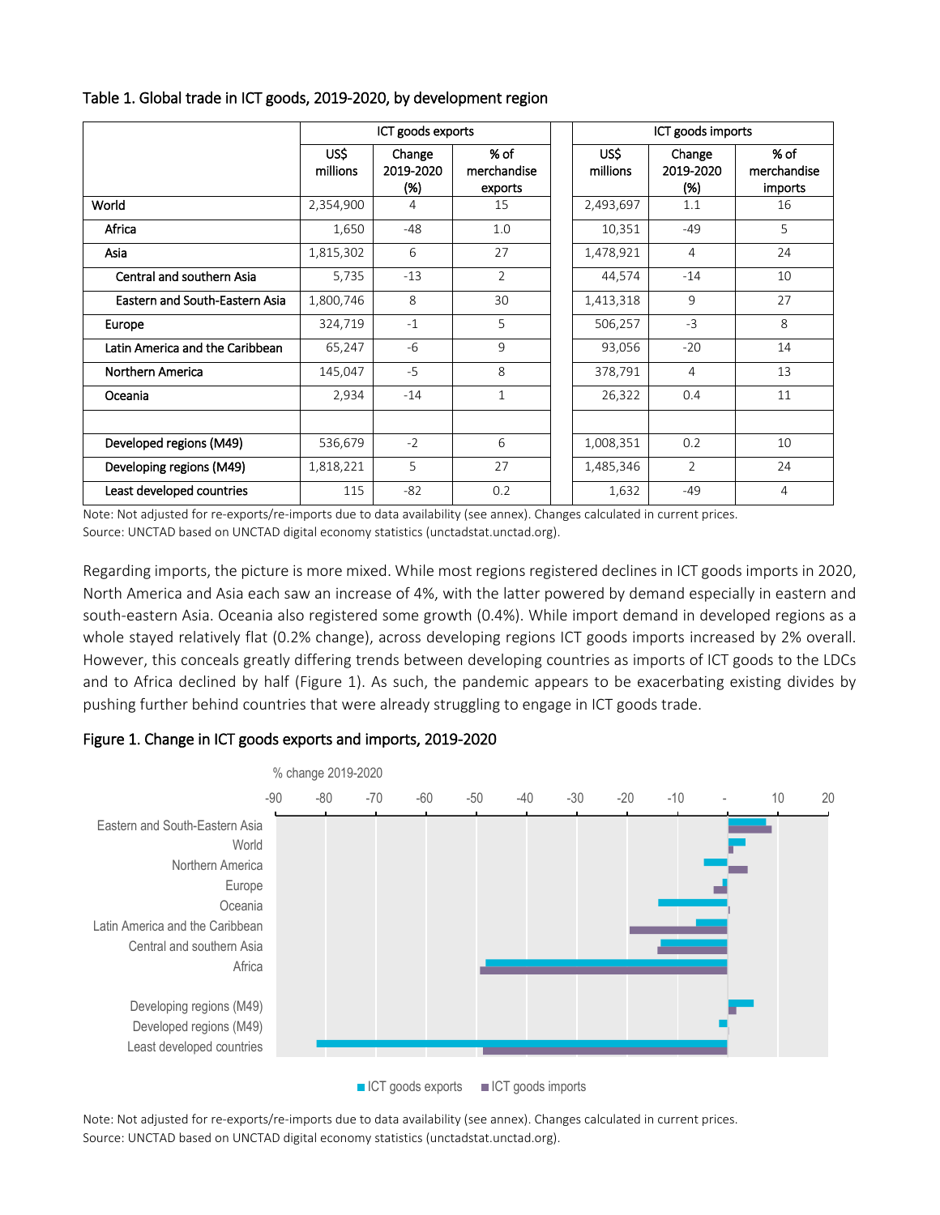Table 1. Global trade in ICT goods, 2019-2020, by development region

| | ICT goods exports | | | ICT goods imports | | |
|---|---|---|---|---|---|---|
| | US$ millions | Change 2019-2020 (%) | % of merchandise exports | US$ millions | Change 2019-2020 (%) | % of merchandise imports |
| World | 2,354,900 | 4 | 15 | 2,493,697 | 1.1 | 16 |
| Africa | 1,650 | -48 | 1.0 | 10,351 | -49 | 5 |
| Asia | 1,815,302 | 6 | 27 | 1,478,921 | 4 | 24 |
| Central and southern Asia | 5,735 | -13 | 2 | 44,574 | -14 | 10 |
| Eastern and South-Eastern Asia | 1,800,746 | 8 | 30 | 1,413,318 | 9 | 27 |
| Europe | 324,719 | -1 | 5 | 506,257 | -3 | 8 |
| Latin America and the Caribbean | 65,247 | -6 | 9 | 93,056 | -20 | 14 |
| Northern America | 145,047 | -5 | 8 | 378,791 | 4 | 13 |
| Oceania | 2,934 | -14 | 1 | 26,322 | 0.4 | 11 |
| | | | | | | |
| Developed regions (M49) | 536,679 | -2 | 6 | 1,008,351 | 0.2 | 10 |
| Developing regions (M49) | 1,818,221 | 5 | 27 | 1,485,346 | 2 | 24 |
| Least developed countries | 115 | -82 | 0.2 | 1,632 | -49 | 4 |

Note: Not adjusted for re-exports/re-imports due to data availability (see annex). Changes calculated in current prices.
Source: UNCTAD based on UNCTAD digital economy statistics (unctadstat.unctad.org).

Regarding imports, the picture is more mixed. While most regions registered declines in ICT goods imports in 2020, North America and Asia each saw an increase of 4%, with the latter powered by demand especially in eastern and south-eastern Asia. Oceania also registered some growth (0.4%). While import demand in developed regions as a whole stayed relatively flat (0.2% change), across developing regions ICT goods imports increased by 2% overall. However, this conceals greatly differing trends between developing countries as imports of ICT goods to the LDCs and to Africa declined by half (Figure 1). As such, the pandemic appears to be exacerbating existing divides by pushing further behind countries that were already struggling to engage in ICT goods trade.

Figure 1. Change in ICT goods exports and imports, 2019-2020

Note: Not adjusted for re-exports/re-imports due to data availability (see annex). Changes calculated in current prices.
Source: UNCTAD based on UNCTAD digital economy statistics (unctadstat.unctad.org).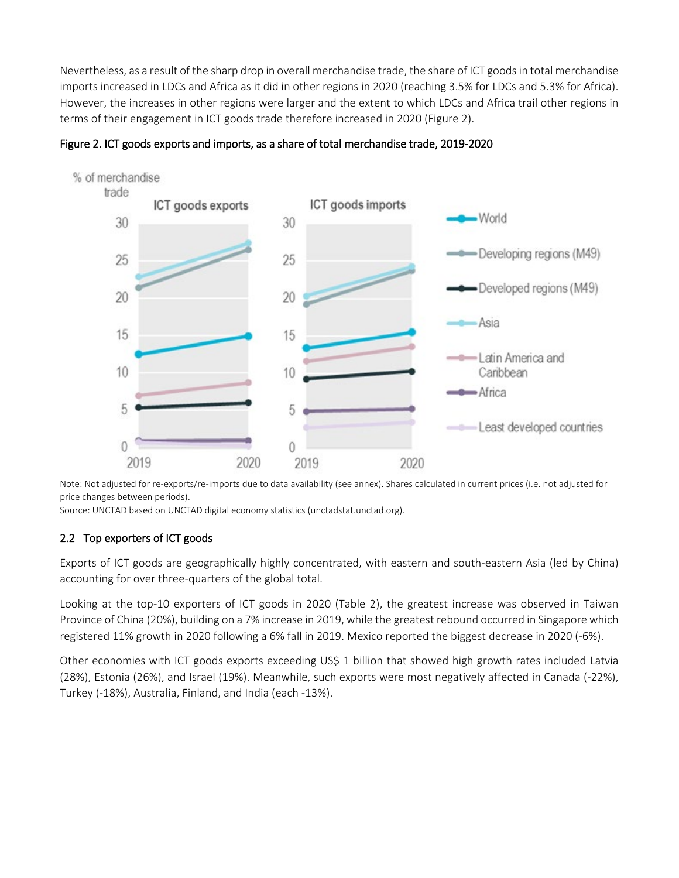Nevertheless, as a result of the sharp drop in overall merchandise trade, the share of ICT goods in total merchandise imports increased in LDCs and Africa as it did in other regions in 2020 (reaching 3.5% for LDCs and 5.3% for Africa). However, the increases in other regions were larger and the extent to which LDCs and Africa trail other regions in terms of their engagement in ICT goods trade therefore increased in 2020 (Figure 2).

**Figure 2. ICT goods exports and imports, as a share of total merchandise trade, 2019-2020**

Note: Not adjusted for re-exports/re-imports due to data availability (see annex). Shares calculated in current prices (i.e. not adjusted for price changes between periods).
Source: UNCTAD based on UNCTAD digital economy statistics (unctadstat.unctad.org).

## 2.2 Top exporters of ICT goods

Exports of ICT goods are geographically highly concentrated, with eastern and south-eastern Asia (led by China) accounting for over three-quarters of the global total.

Looking at the top-10 exporters of ICT goods in 2020 (Table 2), the greatest increase was observed in Taiwan Province of China (20%), building on a 7% increase in 2019, while the greatest rebound occurred in Singapore which registered 11% growth in 2020 following a 6% fall in 2019. Mexico reported the biggest decrease in 2020 (-6%).

Other economies with ICT goods exports exceeding US$ 1 billion that showed high growth rates included Latvia (28%), Estonia (26%), and Israel (19%). Meanwhile, such exports were most negatively affected in Canada (-22%), Turkey (-18%), Australia, Finland, and India (each -13%).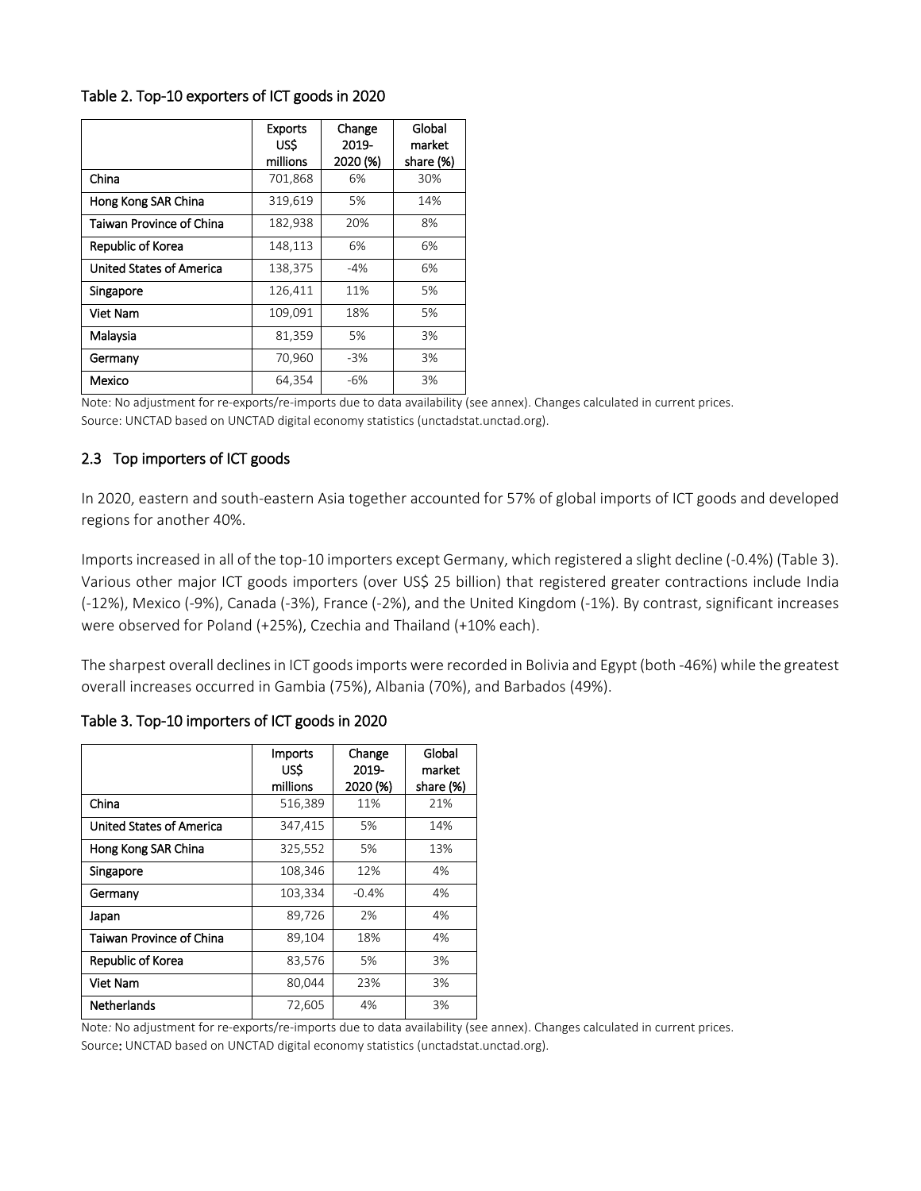Table 2. Top-10 exporters of ICT goods in 2020

| | Exports US$ millions | Change 2019-2020 (%) | Global market share (%) |
|---|---|---|---|
| China | 701,868 | 6% | 30% |
| Hong Kong SAR China | 319,619 | 5% | 14% |
| Taiwan Province of China | 182,938 | 20% | 8% |
| Republic of Korea | 148,113 | 6% | 6% |
| United States of America | 138,375 | -4% | 6% |
| Singapore | 126,411 | 11% | 5% |
| Viet Nam | 109,091 | 18% | 5% |
| Malaysia | 81,359 | 5% | 3% |
| Germany | 70,960 | -3% | 3% |
| Mexico | 64,354 | -6% | 3% |

Note: No adjustment for re-exports/re-imports due to data availability (see annex). Changes calculated in current prices.
Source: UNCTAD based on UNCTAD digital economy statistics (unctadstat.unctad.org).

## 2.3 Top importers of ICT goods

In 2020, eastern and south-eastern Asia together accounted for 57% of global imports of ICT goods and developed regions for another 40%.

Imports increased in all of the top-10 importers except Germany, which registered a slight decline (-0.4%) (Table 3). Various other major ICT goods importers (over US$ 25 billion) that registered greater contractions include India (-12%), Mexico (-9%), Canada (-3%), France (-2%), and the United Kingdom (-1%). By contrast, significant increases were observed for Poland (+25%), Czechia and Thailand (+10% each).

The sharpest overall declines in ICT goods imports were recorded in Bolivia and Egypt (both -46%) while the greatest overall increases occurred in Gambia (75%), Albania (70%), and Barbados (49%).

Table 3. Top-10 importers of ICT goods in 2020

| | Imports US$ millions | Change 2019-2020 (%) | Global market share (%) |
|---|---|---|---|
| China | 516,389 | 11% | 21% |
| United States of America | 347,415 | 5% | 14% |
| Hong Kong SAR China | 325,552 | 5% | 13% |
| Singapore | 108,346 | 12% | 4% |
| Germany | 103,334 | -0.4% | 4% |
| Japan | 89,726 | 2% | 4% |
| Taiwan Province of China | 89,104 | 18% | 4% |
| Republic of Korea | 83,576 | 5% | 3% |
| Viet Nam | 80,044 | 23% | 3% |
| Netherlands | 72,605 | 4% | 3% |

Note: No adjustment for re-exports/re-imports due to data availability (see annex). Changes calculated in current prices.
Source: UNCTAD based on UNCTAD digital economy statistics (unctadstat.unctad.org).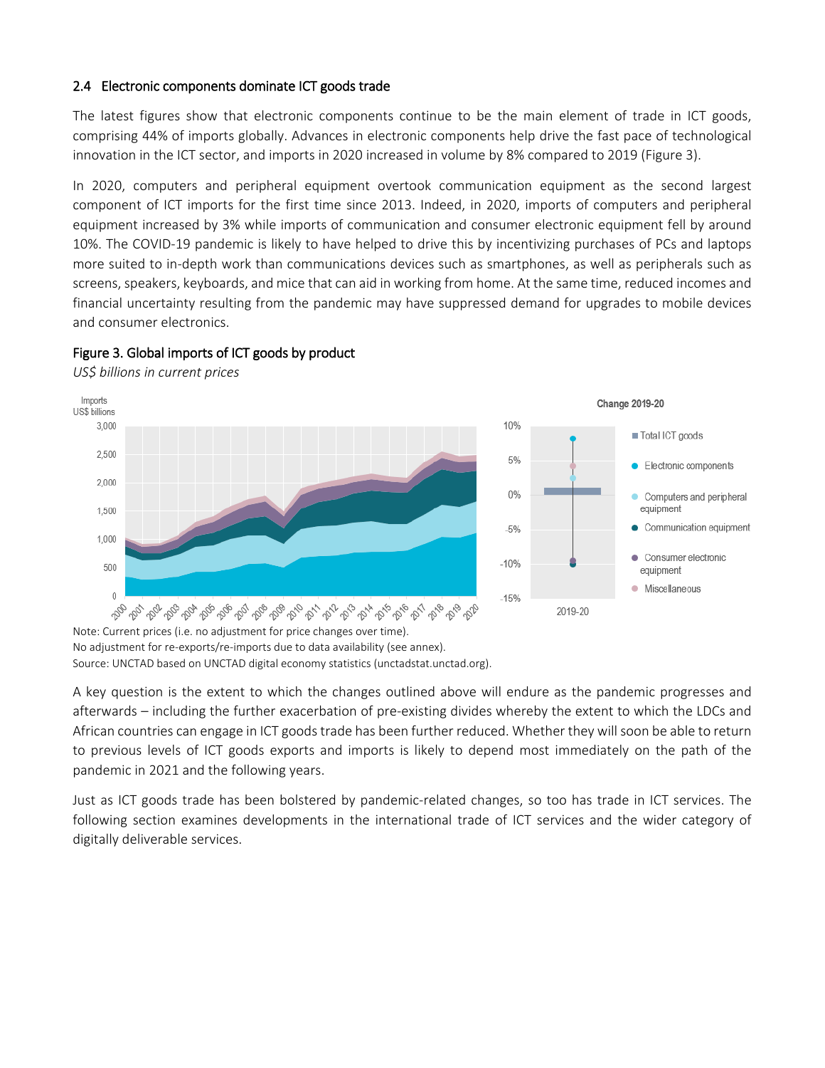### 2.4 Electronic components dominate ICT goods trade

The latest figures show that electronic components continue to be the main element of trade in ICT goods, comprising 44% of imports globally. Advances in electronic components help drive the fast pace of technological innovation in the ICT sector, and imports in 2020 increased in volume by 8% compared to 2019 (Figure 3).

In 2020, computers and peripheral equipment overtook communication equipment as the second largest component of ICT imports for the first time since 2013. Indeed, in 2020, imports of computers and peripheral equipment increased by 3% while imports of communication and consumer electronic equipment fell by around 10%. The COVID-19 pandemic is likely to have helped to drive this by incentivizing purchases of PCs and laptops more suited to in-depth work than communications devices such as smartphones, as well as peripherals such as screens, speakers, keyboards, and mice that can aid in working from home. At the same time, reduced incomes and financial uncertainty resulting from the pandemic may have suppressed demand for upgrades to mobile devices and consumer electronics.

**Figure 3. Global imports of ICT goods by product**

*US$ billions in current prices*

Note: Current prices (i.e. no adjustment for price changes over time).
No adjustment for re-exports/re-imports due to data availability (see annex).
Source: UNCTAD based on UNCTAD digital economy statistics (unctadstat.unctad.org).

A key question is the extent to which the changes outlined above will endure as the pandemic progresses and afterwards – including the further exacerbation of pre-existing divides whereby the extent to which the LDCs and African countries can engage in ICT goods trade has been further reduced. Whether they will soon be able to return to previous levels of ICT goods exports and imports is likely to depend most immediately on the path of the pandemic in 2021 and the following years.

Just as ICT goods trade has been bolstered by pandemic-related changes, so too has trade in ICT services. The following section examines developments in the international trade of ICT services and the wider category of digitally deliverable services.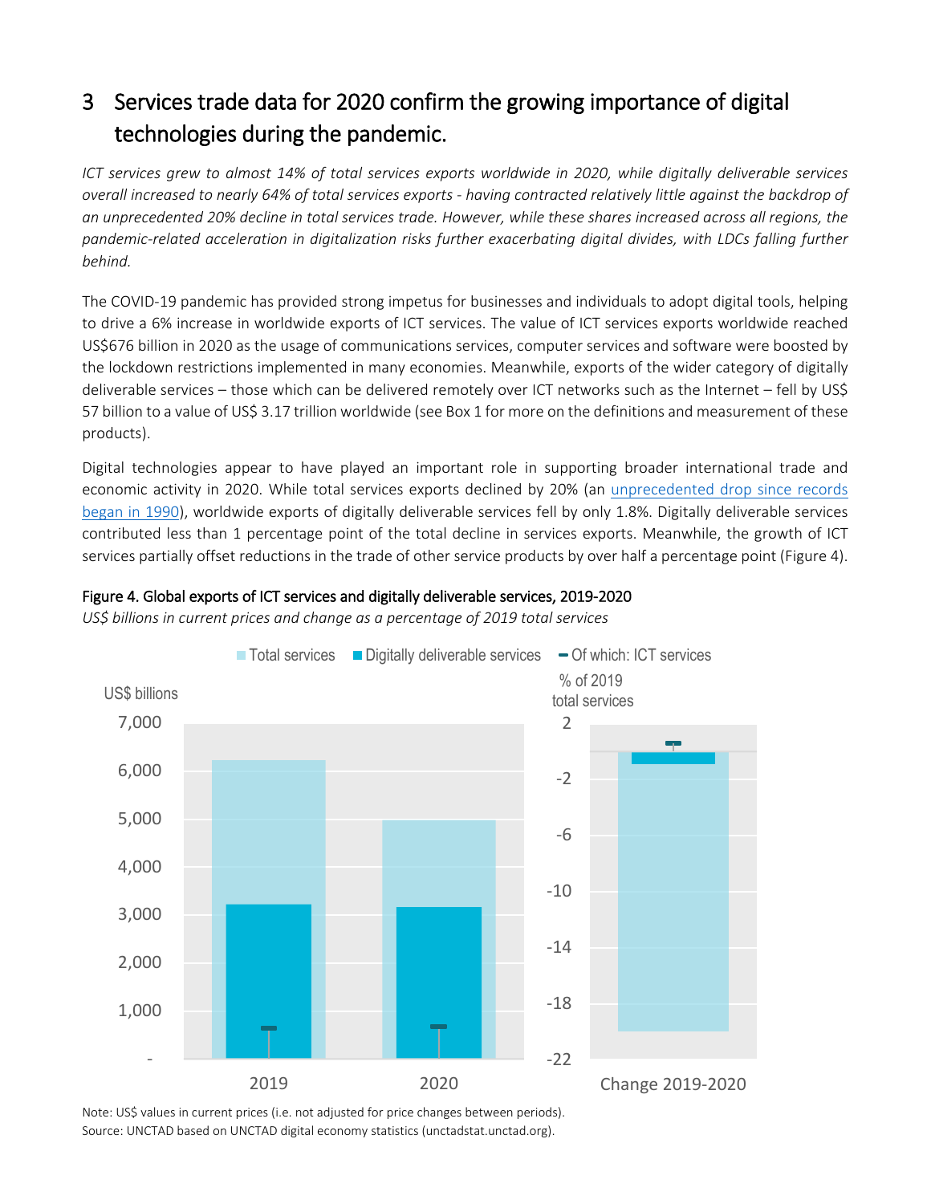# 3 Services trade data for 2020 confirm the growing importance of digital technologies during the pandemic.

*ICT services grew to almost 14% of total services exports worldwide in 2020, while digitally deliverable services overall increased to nearly 64% of total services exports - having contracted relatively little against the backdrop of an unprecedented 20% decline in total services trade. However, while these shares increased across all regions, the pandemic-related acceleration in digitalization risks further exacerbating digital divides, with LDCs falling further behind.*

The COVID-19 pandemic has provided strong impetus for businesses and individuals to adopt digital tools, helping to drive a 6% increase in worldwide exports of ICT services. The value of ICT services exports worldwide reached US$676 billion in 2020 as the usage of communications services, computer services and software were boosted by the lockdown restrictions implemented in many economies. Meanwhile, exports of the wider category of digitally deliverable services – those which can be delivered remotely over ICT networks such as the Internet – fell by US$ 57 billion to a value of US$ 3.17 trillion worldwide (see Box 1 for more on the definitions and measurement of these products).

Digital technologies appear to have played an important role in supporting broader international trade and economic activity in 2020. While total services exports declined by 20% (an unprecedented drop since records began in 1990), worldwide exports of digitally deliverable services fell by only 1.8%. Digitally deliverable services contributed less than 1 percentage point of the total decline in services exports. Meanwhile, the growth of ICT services partially offset reductions in the trade of other service products by over half a percentage point (Figure 4).

**Figure 4. Global exports of ICT services and digitally deliverable services, 2019-2020**

*US$ billions in current prices and change as a percentage of 2019 total services*

Note: US$ values in current prices (i.e. not adjusted for price changes between periods).
Source: UNCTAD based on UNCTAD digital economy statistics (unctadstat.unctad.org).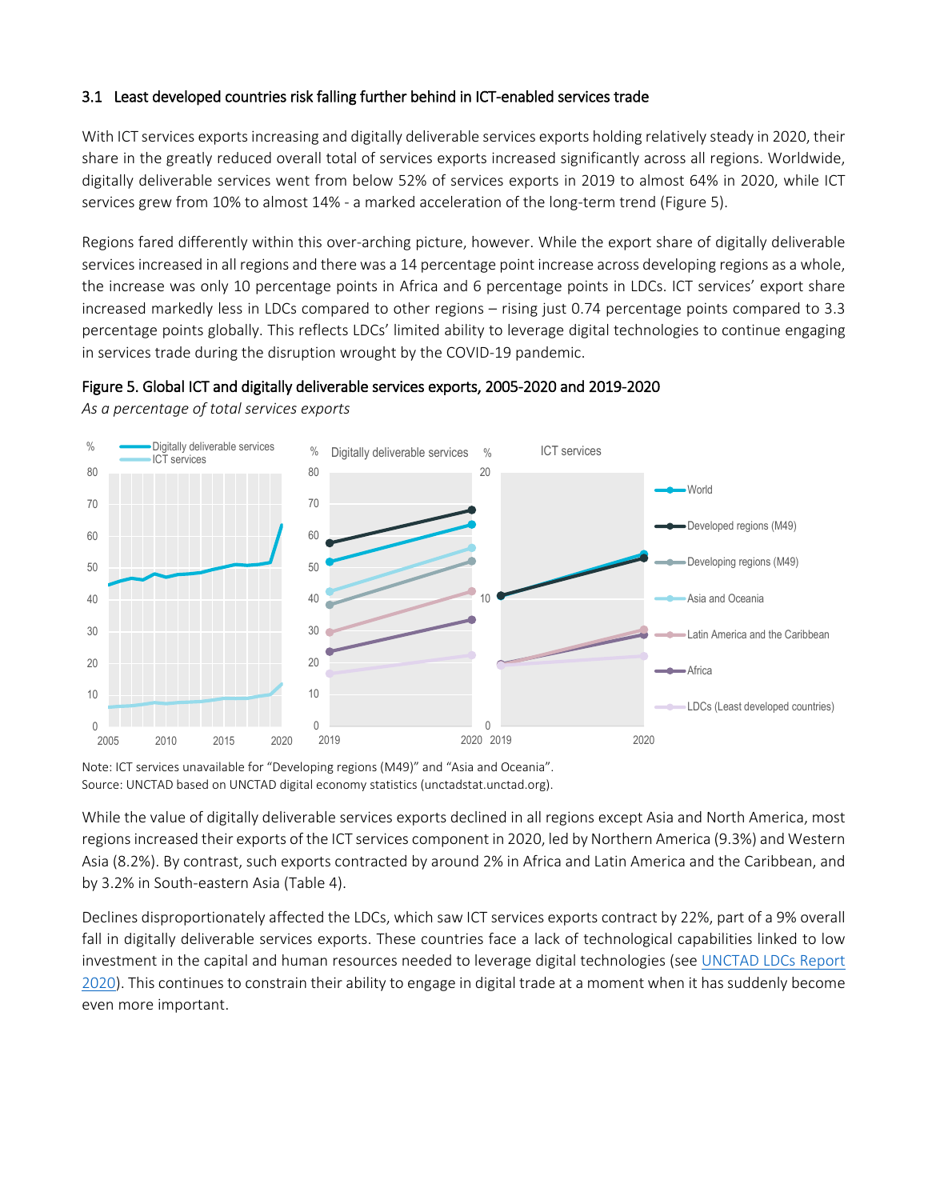### 3.1 Least developed countries risk falling further behind in ICT-enabled services trade

With ICT services exports increasing and digitally deliverable services exports holding relatively steady in 2020, their share in the greatly reduced overall total of services exports increased significantly across all regions. Worldwide, digitally deliverable services went from below 52% of services exports in 2019 to almost 64% in 2020, while ICT services grew from 10% to almost 14% - a marked acceleration of the long-term trend (Figure 5).

Regions fared differently within this over-arching picture, however. While the export share of digitally deliverable services increased in all regions and there was a 14 percentage point increase across developing regions as a whole, the increase was only 10 percentage points in Africa and 6 percentage points in LDCs. ICT services' export share increased markedly less in LDCs compared to other regions – rising just 0.74 percentage points compared to 3.3 percentage points globally. This reflects LDCs' limited ability to leverage digital technologies to continue engaging in services trade during the disruption wrought by the COVID-19 pandemic.

**Figure 5. Global ICT and digitally deliverable services exports, 2005-2020 and 2019-2020**

*As a percentage of total services exports*

Note: ICT services unavailable for "Developing regions (M49)" and "Asia and Oceania".
Source: UNCTAD based on UNCTAD digital economy statistics (unctadstat.unctad.org).

While the value of digitally deliverable services exports declined in all regions except Asia and North America, most regions increased their exports of the ICT services component in 2020, led by Northern America (9.3%) and Western Asia (8.2%). By contrast, such exports contracted by around 2% in Africa and Latin America and the Caribbean, and by 3.2% in South-eastern Asia (Table 4).

Declines disproportionately affected the LDCs, which saw ICT services exports contract by 22%, part of a 9% overall fall in digitally deliverable services exports. These countries face a lack of technological capabilities linked to low investment in the capital and human resources needed to leverage digital technologies (see UNCTAD LDCs Report 2020). This continues to constrain their ability to engage in digital trade at a moment when it has suddenly become even more important.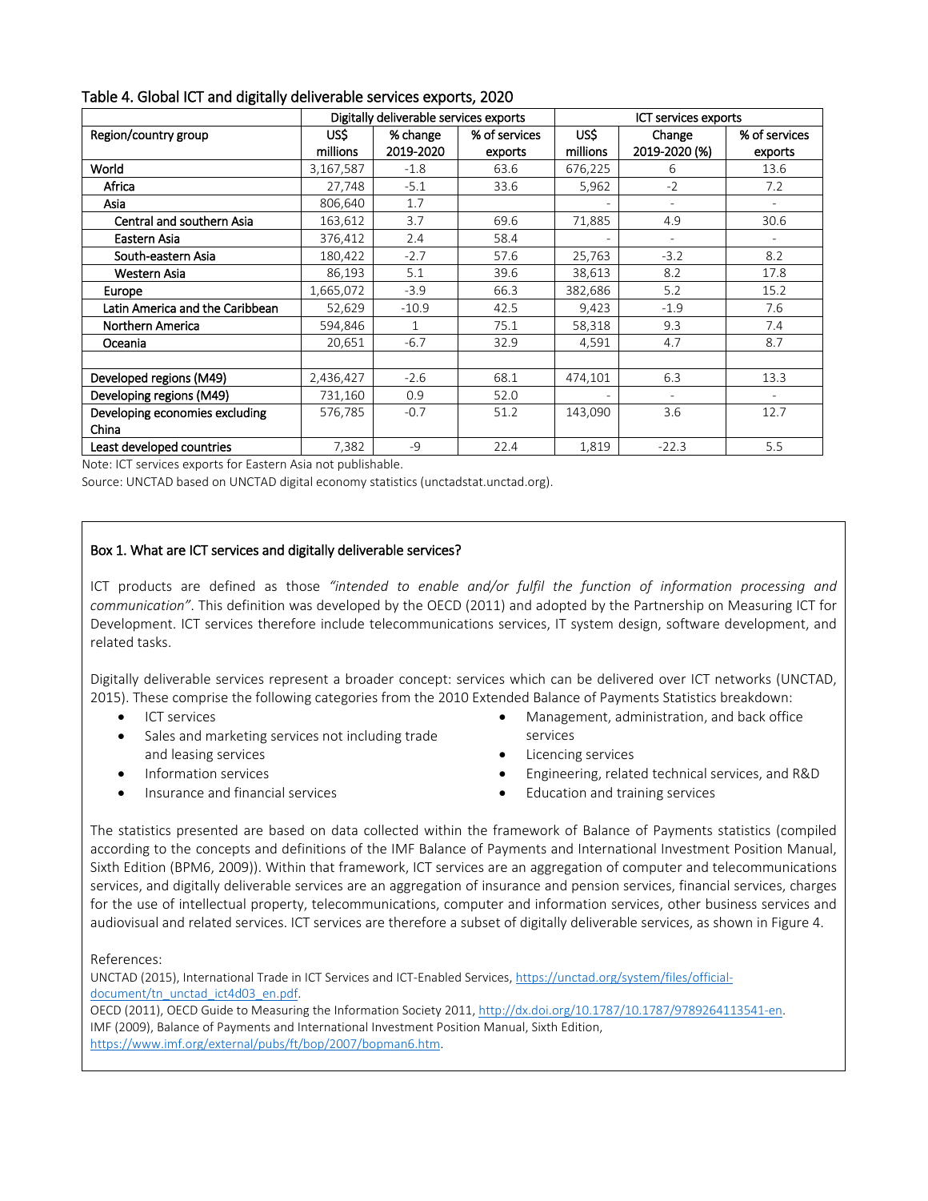Table 4. Global ICT and digitally deliverable services exports, 2020

| Region/country group | Digitally deliverable services exports | | | ICT services exports | | |
|---|---|---|---|---|---|---|
| | US$ millions | % change 2019-2020 | % of services exports | US$ millions | Change 2019-2020 (%) | % of services exports |
| World | 3,167,587 | -1.8 | 63.6 | 676,225 | 6 | 13.6 |
| Africa | 27,748 | -5.1 | 33.6 | 5,962 | -2 | 7.2 |
| Asia | 806,640 | 1.7 | | - | - | - |
| Central and southern Asia | 163,612 | 3.7 | 69.6 | 71,885 | 4.9 | 30.6 |
| Eastern Asia | 376,412 | 2.4 | 58.4 | - | - | - |
| South-eastern Asia | 180,422 | -2.7 | 57.6 | 25,763 | -3.2 | 8.2 |
| Western Asia | 86,193 | 5.1 | 39.6 | 38,613 | 8.2 | 17.8 |
| Europe | 1,665,072 | -3.9 | 66.3 | 382,686 | 5.2 | 15.2 |
| Latin America and the Caribbean | 52,629 | -10.9 | 42.5 | 9,423 | -1.9 | 7.6 |
| Northern America | 594,846 | 1 | 75.1 | 58,318 | 9.3 | 7.4 |
| Oceania | 20,651 | -6.7 | 32.9 | 4,591 | 4.7 | 8.7 |
| | | | | | | |
| Developed regions (M49) | 2,436,427 | -2.6 | 68.1 | 474,101 | 6.3 | 13.3 |
| Developing regions (M49) | 731,160 | 0.9 | 52.0 | - | - | - |
| Developing economies excluding China | 576,785 | -0.7 | 51.2 | 143,090 | 3.6 | 12.7 |
| Least developed countries | 7,382 | -9 | 22.4 | 1,819 | -22.3 | 5.5 |

Note: ICT services exports for Eastern Asia not publishable.

Source: UNCTAD based on UNCTAD digital economy statistics (unctadstat.unctad.org).

### Box 1. What are ICT services and digitally deliverable services?

ICT products are defined as those *"intended to enable and/or fulfil the function of information processing and communication"*. This definition was developed by the OECD (2011) and adopted by the Partnership on Measuring ICT for Development. ICT services therefore include telecommunications services, IT system design, software development, and related tasks.

Digitally deliverable services represent a broader concept: services which can be delivered over ICT networks (UNCTAD, 2015). These comprise the following categories from the 2010 Extended Balance of Payments Statistics breakdown:

- ICT services
- Sales and marketing services not including trade and leasing services
- Information services
- Insurance and financial services
- Management, administration, and back office services
- Licencing services
- Engineering, related technical services, and R&D
- Education and training services

The statistics presented are based on data collected within the framework of Balance of Payments statistics (compiled according to the concepts and definitions of the IMF Balance of Payments and International Investment Position Manual, Sixth Edition (BPM6, 2009)). Within that framework, ICT services are an aggregation of computer and telecommunications services, and digitally deliverable services are an aggregation of insurance and pension services, financial services, charges for the use of intellectual property, telecommunications, computer and information services, other business services and audiovisual and related services. ICT services are therefore a subset of digitally deliverable services, as shown in Figure 4.

References:

UNCTAD (2015), International Trade in ICT Services and ICT-Enabled Services, https://unctad.org/system/files/official-document/tn_unctad_ict4d03_en.pdf.

OECD (2011), OECD Guide to Measuring the Information Society 2011, http://dx.doi.org/10.1787/9789264113541-en.

IMF (2009), Balance of Payments and International Investment Position Manual, Sixth Edition, https://www.imf.org/external/pubs/ft/bop/2007/bopman6.htm.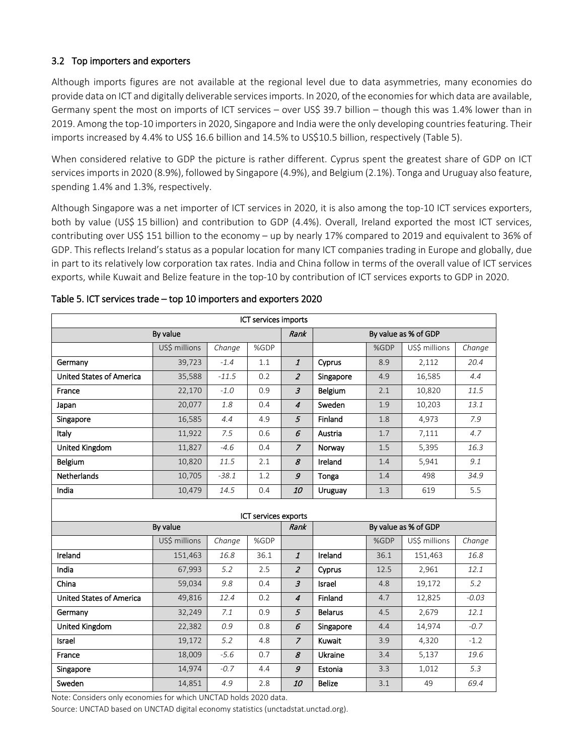### 3.2 Top importers and exporters

Although imports figures are not available at the regional level due to data asymmetries, many economies do provide data on ICT and digitally deliverable services imports. In 2020, of the economies for which data are available, Germany spent the most on imports of ICT services – over US$ 39.7 billion – though this was 1.4% lower than in 2019. Among the top-10 importers in 2020, Singapore and India were the only developing countries featuring. Their imports increased by 4.4% to US$ 16.6 billion and 14.5% to US$10.5 billion, respectively (Table 5).

When considered relative to GDP the picture is rather different. Cyprus spent the greatest share of GDP on ICT services imports in 2020 (8.9%), followed by Singapore (4.9%), and Belgium (2.1%). Tonga and Uruguay also feature, spending 1.4% and 1.3%, respectively.

Although Singapore was a net importer of ICT services in 2020, it is also among the top-10 ICT services exporters, both by value (US$ 15 billion) and contribution to GDP (4.4%). Overall, Ireland exported the most ICT services, contributing over US$ 151 billion to the economy – up by nearly 17% compared to 2019 and equivalent to 36% of GDP. This reflects Ireland's status as a popular location for many ICT companies trading in Europe and globally, due in part to its relatively low corporation tax rates. India and China follow in terms of the overall value of ICT services exports, while Kuwait and Belize feature in the top-10 by contribution of ICT services exports to GDP in 2020.

Table 5. ICT services trade – top 10 importers and exporters 2020

| ICT services imports | | | | | | | | |
|---|---|---|---|---|---|---|---|---|
| By value | | | | *Rank* | By value as % of GDP | | | |
| | US$ millions | *Change* | %GDP | | | %GDP | US$ millions | *Change* |
| Germany | 39,723 | *-1.4* | 1.1 | *1* | Cyprus | 8.9 | 2,112 | *20.4* |
| United States of America | 35,588 | *-11.5* | 0.2 | *2* | Singapore | 4.9 | 16,585 | *4.4* |
| France | 22,170 | *-1.0* | 0.9 | *3* | Belgium | 2.1 | 10,820 | *11.5* |
| Japan | 20,077 | *1.8* | 0.4 | *4* | Sweden | 1.9 | 10,203 | *13.1* |
| Singapore | 16,585 | *4.4* | 4.9 | *5* | Finland | 1.8 | 4,973 | *7.9* |
| Italy | 11,922 | *7.5* | 0.6 | *6* | Austria | 1.7 | 7,111 | *4.7* |
| United Kingdom | 11,827 | *-4.6* | 0.4 | *7* | Norway | 1.5 | 5,395 | *16.3* |
| Belgium | 10,820 | *11.5* | 2.1 | *8* | Ireland | 1.4 | 5,941 | *9.1* |
| Netherlands | 10,705 | *-38.1* | 1.2 | *9* | Tonga | 1.4 | 498 | *34.9* |
| India | 10,479 | *14.5* | 0.4 | *10* | Uruguay | 1.3 | 619 | 5.5 |

| ICT services exports | | | | | | | | |
|---|---|---|---|---|---|---|---|---|
| By value | | | | *Rank* | By value as % of GDP | | | |
| | US$ millions | *Change* | %GDP | | | %GDP | US$ millions | *Change* |
| Ireland | 151,463 | *16.8* | 36.1 | *1* | Ireland | 36.1 | 151,463 | *16.8* |
| India | 67,993 | *5.2* | 2.5 | *2* | Cyprus | 12.5 | 2,961 | *12.1* |
| China | 59,034 | *9.8* | 0.4 | *3* | Israel | 4.8 | 19,172 | *5.2* |
| United States of America | 49,816 | *12.4* | 0.2 | *4* | Finland | 4.7 | 12,825 | *-0.03* |
| Germany | 32,249 | *7.1* | 0.9 | *5* | Belarus | 4.5 | 2,679 | *12.1* |
| United Kingdom | 22,382 | *0.9* | 0.8 | *6* | Singapore | 4.4 | 14,974 | *-0.7* |
| Israel | 19,172 | *5.2* | 4.8 | *7* | Kuwait | 3.9 | 4,320 | -1.2 |
| France | 18,009 | *-5.6* | 0.7 | *8* | Ukraine | 3.4 | 5,137 | *19.6* |
| Singapore | 14,974 | *-0.7* | 4.4 | *9* | Estonia | 3.3 | 1,012 | *5.3* |
| Sweden | 14,851 | *4.9* | 2.8 | *10* | Belize | 3.1 | 49 | *69.4* |

Note: Considers only economies for which UNCTAD holds 2020 data.

Source: UNCTAD based on UNCTAD digital economy statistics (unctadstat.unctad.org).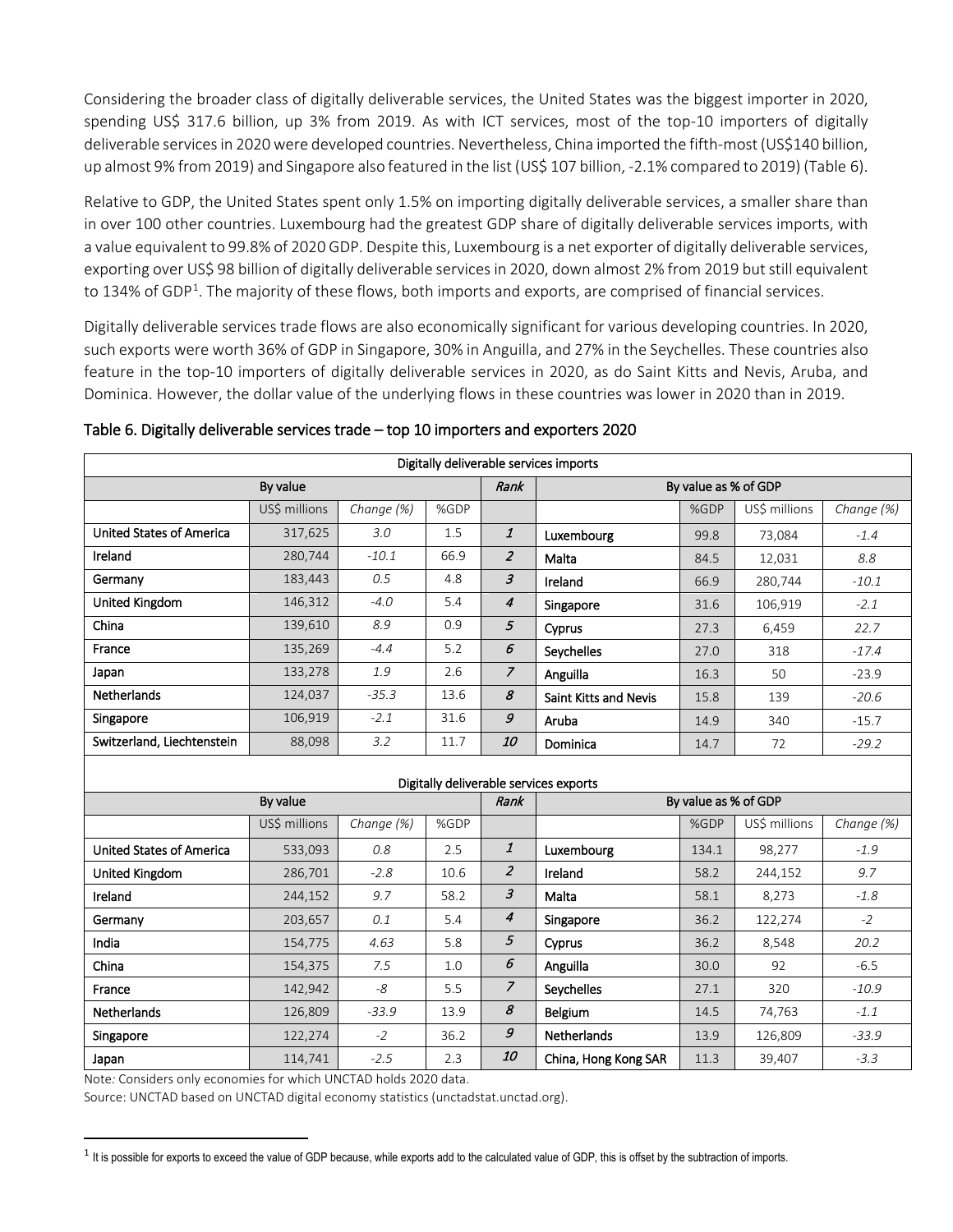Considering the broader class of digitally deliverable services, the United States was the biggest importer in 2020, spending US$ 317.6 billion, up 3% from 2019. As with ICT services, most of the top-10 importers of digitally deliverable services in 2020 were developed countries. Nevertheless, China imported the fifth-most (US$140 billion, up almost 9% from 2019) and Singapore also featured in the list (US$ 107 billion, -2.1% compared to 2019) (Table 6).

Relative to GDP, the United States spent only 1.5% on importing digitally deliverable services, a smaller share than in over 100 other countries. Luxembourg had the greatest GDP share of digitally deliverable services imports, with a value equivalent to 99.8% of 2020 GDP. Despite this, Luxembourg is a net exporter of digitally deliverable services, exporting over US$ 98 billion of digitally deliverable services in 2020, down almost 2% from 2019 but still equivalent to 134% of GDP[1]. The majority of these flows, both imports and exports, are comprised of financial services.

Digitally deliverable services trade flows are also economically significant for various developing countries. In 2020, such exports were worth 36% of GDP in Singapore, 30% in Anguilla, and 27% in the Seychelles. These countries also feature in the top-10 importers of digitally deliverable services in 2020, as do Saint Kitts and Nevis, Aruba, and Dominica. However, the dollar value of the underlying flows in these countries was lower in 2020 than in 2019.

Table 6. Digitally deliverable services trade – top 10 importers and exporters 2020

| Digitally deliverable services imports | | | | | | | | |
|---|---|---|---|---|---|---|---|---|
| By value | | | | *Rank* | By value as % of GDP | | | |
| | US$ millions | *Change (%)* | %GDP | | | %GDP | US$ millions | *Change (%)* |
| United States of America | 317,625 | *3.0* | 1.5 | *1* | Luxembourg | 99.8 | 73,084 | *-1.4* |
| Ireland | 280,744 | *-10.1* | 66.9 | *2* | Malta | 84.5 | 12,031 | *8.8* |
| Germany | 183,443 | *0.5* | 4.8 | *3* | Ireland | 66.9 | 280,744 | *-10.1* |
| United Kingdom | 146,312 | *-4.0* | 5.4 | *4* | Singapore | 31.6 | 106,919 | *-2.1* |
| China | 139,610 | *8.9* | 0.9 | *5* | Cyprus | 27.3 | 6,459 | *22.7* |
| France | 135,269 | *-4.4* | 5.2 | *6* | Seychelles | 27.0 | 318 | *-17.4* |
| Japan | 133,278 | *1.9* | 2.6 | *7* | Anguilla | 16.3 | 50 | -23.9 |
| Netherlands | 124,037 | *-35.3* | 13.6 | *8* | Saint Kitts and Nevis | 15.8 | 139 | *-20.6* |
| Singapore | 106,919 | *-2.1* | 31.6 | *9* | Aruba | 14.9 | 340 | -15.7 |
| Switzerland, Liechtenstein | 88,098 | *3.2* | 11.7 | *10* | Dominica | 14.7 | 72 | *-29.2* |
| **Digitally deliverable services exports** | | | | | | | | |
| By value | | | | *Rank* | By value as % of GDP | | | |
| | US$ millions | *Change (%)* | %GDP | | | %GDP | US$ millions | *Change (%)* |
| United States of America | 533,093 | *0.8* | 2.5 | *1* | Luxembourg | 134.1 | 98,277 | *-1.9* |
| United Kingdom | 286,701 | *-2.8* | 10.6 | *2* | Ireland | 58.2 | 244,152 | *9.7* |
| Ireland | 244,152 | *9.7* | 58.2 | *3* | Malta | 58.1 | 8,273 | *-1.8* |
| Germany | 203,657 | *0.1* | 5.4 | *4* | Singapore | 36.2 | 122,274 | *-2* |
| India | 154,775 | *4.63* | 5.8 | *5* | Cyprus | 36.2 | 8,548 | *20.2* |
| China | 154,375 | *7.5* | 1.0 | *6* | Anguilla | 30.0 | 92 | *-6.5* |
| France | 142,942 | *-8* | 5.5 | *7* | Seychelles | 27.1 | 320 | *-10.9* |
| Netherlands | 126,809 | *-33.9* | 13.9 | *8* | Belgium | 14.5 | 74,763 | *-1.1* |
| Singapore | 122,274 | *-2* | 36.2 | *9* | Netherlands | 13.9 | 126,809 | *-33.9* |
| Japan | 114,741 | *-2.5* | 2.3 | *10* | China, Hong Kong SAR | 11.3 | 39,407 | *-3.3* |

Note*:* Considers only economies for which UNCTAD holds 2020 data.
Source: UNCTAD based on UNCTAD digital economy statistics (unctadstat.unctad.org).

[1] It is possible for exports to exceed the value of GDP because, while exports add to the calculated value of GDP, this is offset by the subtraction of imports.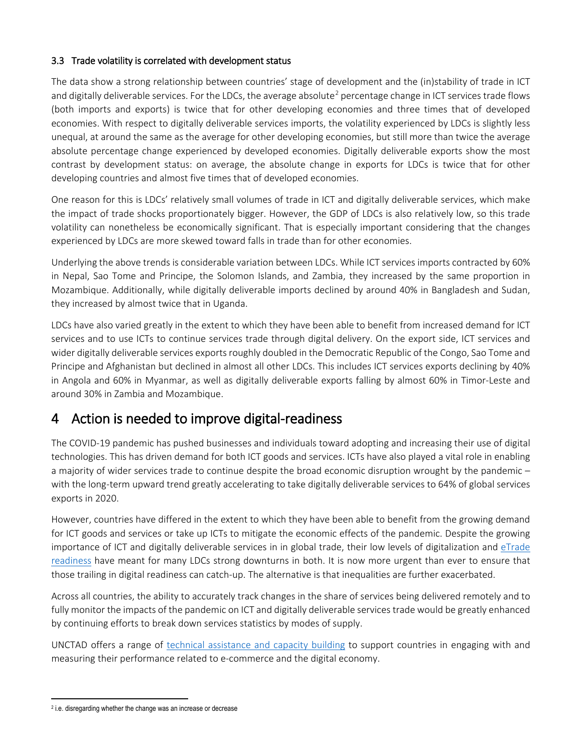### 3.3 Trade volatility is correlated with development status

The data show a strong relationship between countries' stage of development and the (in)stability of trade in ICT and digitally deliverable services. For the LDCs, the average absolute[2] percentage change in ICT services trade flows (both imports and exports) is twice that for other developing economies and three times that of developed economies. With respect to digitally deliverable services imports, the volatility experienced by LDCs is slightly less unequal, at around the same as the average for other developing economies, but still more than twice the average absolute percentage change experienced by developed economies. Digitally deliverable exports show the most contrast by development status: on average, the absolute change in exports for LDCs is twice that for other developing countries and almost five times that of developed economies.

One reason for this is LDCs' relatively small volumes of trade in ICT and digitally deliverable services, which make the impact of trade shocks proportionately bigger. However, the GDP of LDCs is also relatively low, so this trade volatility can nonetheless be economically significant. That is especially important considering that the changes experienced by LDCs are more skewed toward falls in trade than for other economies.

Underlying the above trends is considerable variation between LDCs. While ICT services imports contracted by 60% in Nepal, Sao Tome and Principe, the Solomon Islands, and Zambia, they increased by the same proportion in Mozambique. Additionally, while digitally deliverable imports declined by around 40% in Bangladesh and Sudan, they increased by almost twice that in Uganda.

LDCs have also varied greatly in the extent to which they have been able to benefit from increased demand for ICT services and to use ICTs to continue services trade through digital delivery. On the export side, ICT services and wider digitally deliverable services exports roughly doubled in the Democratic Republic of the Congo, Sao Tome and Principe and Afghanistan but declined in almost all other LDCs. This includes ICT services exports declining by 40% in Angola and 60% in Myanmar, as well as digitally deliverable exports falling by almost 60% in Timor-Leste and around 30% in Zambia and Mozambique.

# 4 Action is needed to improve digital-readiness

The COVID-19 pandemic has pushed businesses and individuals toward adopting and increasing their use of digital technologies. This has driven demand for both ICT goods and services. ICTs have also played a vital role in enabling a majority of wider services trade to continue despite the broad economic disruption wrought by the pandemic – with the long-term upward trend greatly accelerating to take digitally deliverable services to 64% of global services exports in 2020.

However, countries have differed in the extent to which they have been able to benefit from the growing demand for ICT goods and services or take up ICTs to mitigate the economic effects of the pandemic. Despite the growing importance of ICT and digitally deliverable services in in global trade, their low levels of digitalization and eTrade readiness have meant for many LDCs strong downturns in both. It is now more urgent than ever to ensure that those trailing in digital readiness can catch-up. The alternative is that inequalities are further exacerbated.

Across all countries, the ability to accurately track changes in the share of services being delivered remotely and to fully monitor the impacts of the pandemic on ICT and digitally deliverable services trade would be greatly enhanced by continuing efforts to break down services statistics by modes of supply.

UNCTAD offers a range of technical assistance and capacity building to support countries in engaging with and measuring their performance related to e-commerce and the digital economy.

---

[2] i.e. disregarding whether the change was an increase or decrease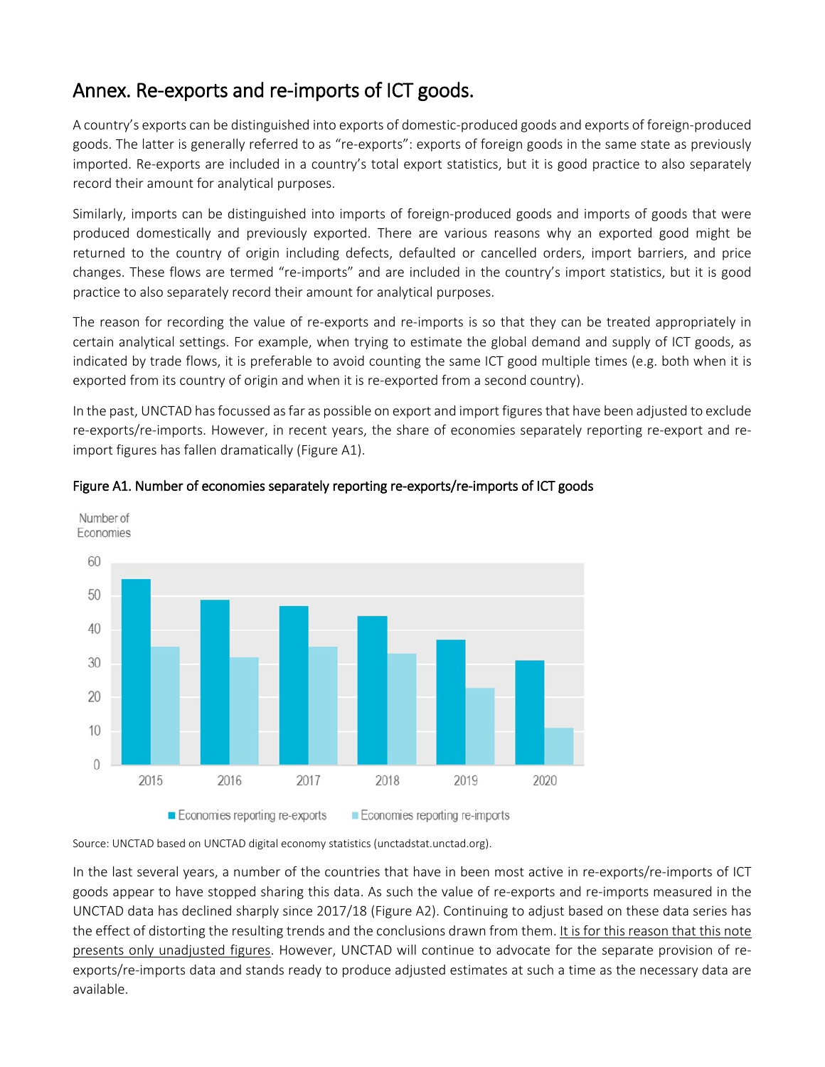# Annex. Re-exports and re-imports of ICT goods.

A country's exports can be distinguished into exports of domestic-produced goods and exports of foreign-produced goods. The latter is generally referred to as "re-exports": exports of foreign goods in the same state as previously imported. Re-exports are included in a country's total export statistics, but it is good practice to also separately record their amount for analytical purposes.

Similarly, imports can be distinguished into imports of foreign-produced goods and imports of goods that were produced domestically and previously exported. There are various reasons why an exported good might be returned to the country of origin including defects, defaulted or cancelled orders, import barriers, and price changes. These flows are termed "re-imports" and are included in the country's import statistics, but it is good practice to also separately record their amount for analytical purposes.

The reason for recording the value of re-exports and re-imports is so that they can be treated appropriately in certain analytical settings. For example, when trying to estimate the global demand and supply of ICT goods, as indicated by trade flows, it is preferable to avoid counting the same ICT good multiple times (e.g. both when it is exported from its country of origin and when it is re-exported from a second country).

In the past, UNCTAD has focussed as far as possible on export and import figures that have been adjusted to exclude re-exports/re-imports. However, in recent years, the share of economies separately reporting re-export and re-import figures has fallen dramatically (Figure A1).

**Figure A1. Number of economies separately reporting re-exports/re-imports of ICT goods**

Source: UNCTAD based on UNCTAD digital economy statistics (unctadstat.unctad.org).

In the last several years, a number of the countries that have in been most active in re-exports/re-imports of ICT goods appear to have stopped sharing this data. As such the value of re-exports and re-imports measured in the UNCTAD data has declined sharply since 2017/18 (Figure A2). Continuing to adjust based on these data series has the effect of distorting the resulting trends and the conclusions drawn from them. It is for this reason that this note presents only unadjusted figures. However, UNCTAD will continue to advocate for the separate provision of re-exports/re-imports data and stands ready to produce adjusted estimates at such a time as the necessary data are available.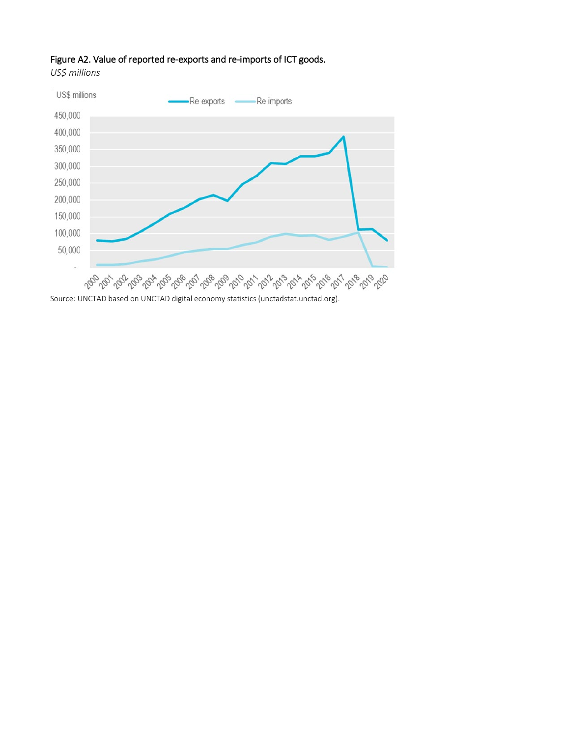Figure A2. Value of reported re-exports and re-imports of ICT goods.

*US$ millions*

Source: UNCTAD based on UNCTAD digital economy statistics (unctadstat.unctad.org).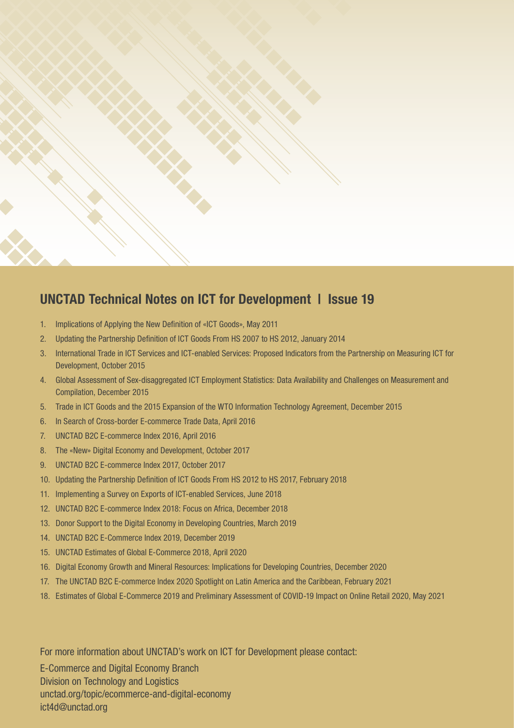## UNCTAD Technical Notes on ICT for Development I Issue 19

1. Implications of Applying the New Definition of «ICT Goods», May 2011
2. Updating the Partnership Definition of ICT Goods From HS 2007 to HS 2012, January 2014
3. International Trade in ICT Services and ICT-enabled Services: Proposed Indicators from the Partnership on Measuring ICT for Development, October 2015
4. Global Assessment of Sex-disaggregated ICT Employment Statistics: Data Availability and Challenges on Measurement and Compilation, December 2015
5. Trade in ICT Goods and the 2015 Expansion of the WTO Information Technology Agreement, December 2015
6. In Search of Cross-border E-commerce Trade Data, April 2016
7. UNCTAD B2C E-commerce Index 2016, April 2016
8. The «New» Digital Economy and Development, October 2017
9. UNCTAD B2C E-commerce Index 2017, October 2017
10. Updating the Partnership Definition of ICT Goods From HS 2012 to HS 2017, February 2018
11. Implementing a Survey on Exports of ICT-enabled Services, June 2018
12. UNCTAD B2C E-commerce Index 2018: Focus on Africa, December 2018
13. Donor Support to the Digital Economy in Developing Countries, March 2019
14. UNCTAD B2C E-Commerce Index 2019, December 2019
15. UNCTAD Estimates of Global E-Commerce 2018, April 2020
16. Digital Economy Growth and Mineral Resources: Implications for Developing Countries, December 2020
17. The UNCTAD B2C E-commerce Index 2020 Spotlight on Latin America and the Caribbean, February 2021
18. Estimates of Global E-Commerce 2019 and Preliminary Assessment of COVID-19 Impact on Online Retail 2020, May 2021

For more information about UNCTAD's work on ICT for Development please contact:

E-Commerce and Digital Economy Branch
Division on Technology and Logistics
unctad.org/topic/ecommerce-and-digital-economy
ict4d@unctad.org